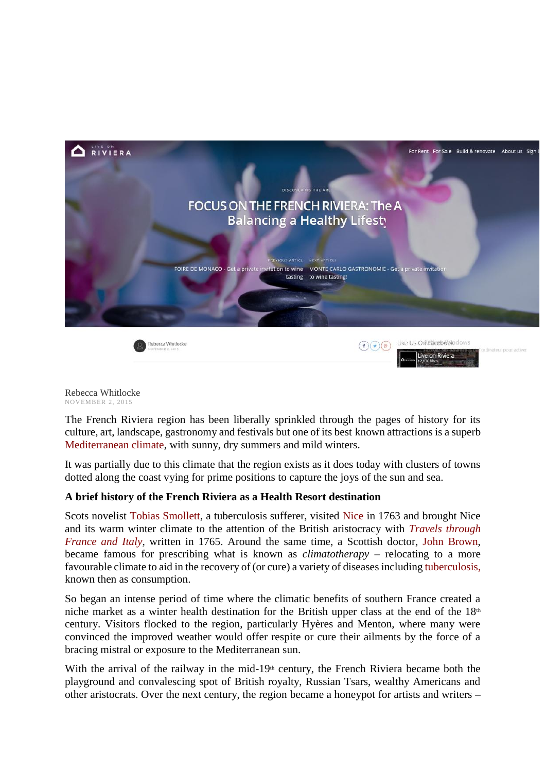Rebecca Whitlocke
NOVEMBER 2, 2015

The French Riviera region has been liberally sprinkled through the pages of history for its culture, art, landscape, gastronomy and festivals but one of its best known attractions is a superb Mediterranean climate, with sunny, dry summers and mild winters.

It was partially due to this climate that the region exists as it does today with clusters of towns dotted along the coast vying for prime positions to capture the joys of the sun and sea.

**A brief history of the French Riviera as a Health Resort destination**

Scots novelist Tobias Smollett, a tuberculosis sufferer, visited Nice in 1763 and brought Nice and its warm winter climate to the attention of the British aristocracy with *Travels through France and Italy*, written in 1765. Around the same time, a Scottish doctor, John Brown, became famous for prescribing what is known as *climatotherapy* – relocating to a more favourable climate to aid in the recovery of (or cure) a variety of diseases including tuberculosis, known then as consumption.

So began an intense period of time where the climatic benefits of southern France created a niche market as a winter health destination for the British upper class at the end of the 18th century. Visitors flocked to the region, particularly Hyères and Menton, where many were convinced the improved weather would offer respite or cure their ailments by the force of a bracing mistral or exposure to the Mediterranean sun.

With the arrival of the railway in the mid-19th century, the French Riviera became both the playground and convalescing spot of British royalty, Russian Tsars, wealthy Americans and other aristocrats. Over the next century, the region became a honeypot for artists and writers –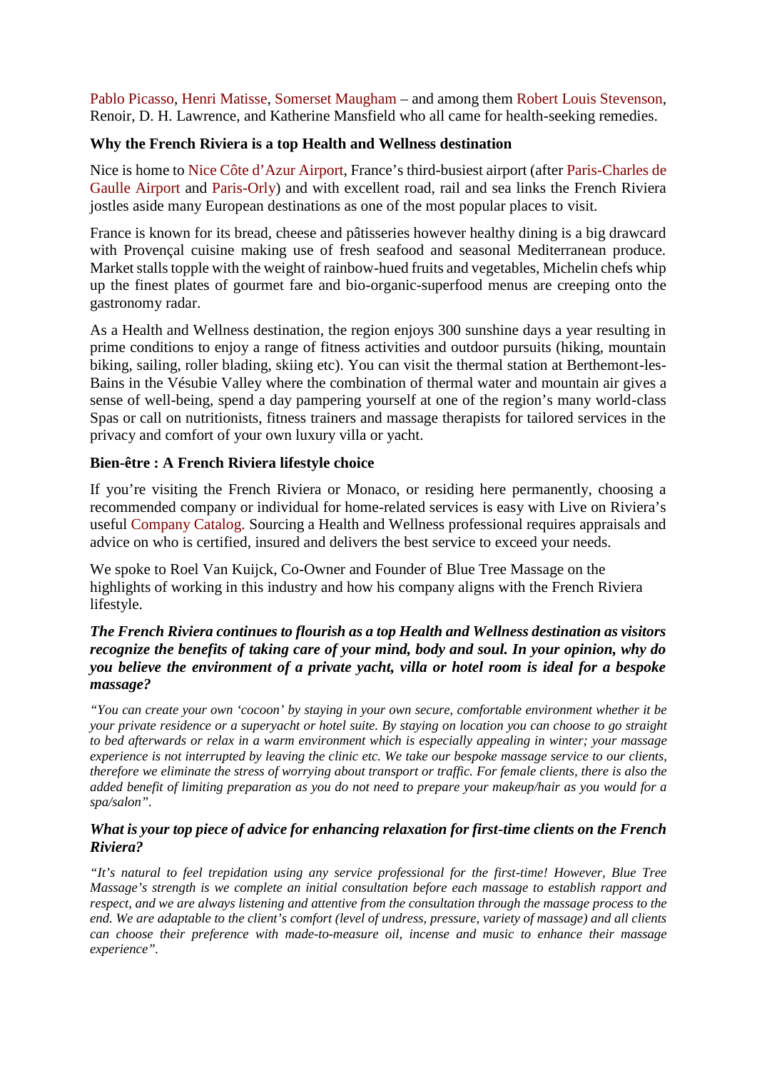Pablo Picasso, Henri Matisse, Somerset Maugham – and among them Robert Louis Stevenson, Renoir, D. H. Lawrence, and Katherine Mansfield who all came for health-seeking remedies.

**Why the French Riviera is a top Health and Wellness destination**

Nice is home to Nice Côte d'Azur Airport, France's third-busiest airport (after Paris-Charles de Gaulle Airport and Paris-Orly) and with excellent road, rail and sea links the French Riviera jostles aside many European destinations as one of the most popular places to visit.

France is known for its bread, cheese and pâtisseries however healthy dining is a big drawcard with Provençal cuisine making use of fresh seafood and seasonal Mediterranean produce. Market stalls topple with the weight of rainbow-hued fruits and vegetables, Michelin chefs whip up the finest plates of gourmet fare and bio-organic-superfood menus are creeping onto the gastronomy radar.

As a Health and Wellness destination, the region enjoys 300 sunshine days a year resulting in prime conditions to enjoy a range of fitness activities and outdoor pursuits (hiking, mountain biking, sailing, roller blading, skiing etc). You can visit the thermal station at Berthemont-les-Bains in the Vésubie Valley where the combination of thermal water and mountain air gives a sense of well-being, spend a day pampering yourself at one of the region's many world-class Spas or call on nutritionists, fitness trainers and massage therapists for tailored services in the privacy and comfort of your own luxury villa or yacht.

**Bien-être : A French Riviera lifestyle choice**

If you're visiting the French Riviera or Monaco, or residing here permanently, choosing a recommended company or individual for home-related services is easy with Live on Riviera's useful Company Catalog. Sourcing a Health and Wellness professional requires appraisals and advice on who is certified, insured and delivers the best service to exceed your needs.

We spoke to Roel Van Kuijck, Co-Owner and Founder of Blue Tree Massage on the highlights of working in this industry and how his company aligns with the French Riviera lifestyle.

***The French Riviera continues to flourish as a top Health and Wellness destination as visitors recognize the benefits of taking care of your mind, body and soul. In your opinion, why do you believe the environment of a private yacht, villa or hotel room is ideal for a bespoke massage?***

*"You can create your own 'cocoon' by staying in your own secure, comfortable environment whether it be your private residence or a superyacht or hotel suite. By staying on location you can choose to go straight to bed afterwards or relax in a warm environment which is especially appealing in winter; your massage experience is not interrupted by leaving the clinic etc. We take our bespoke massage service to our clients, therefore we eliminate the stress of worrying about transport or traffic. For female clients, there is also the added benefit of limiting preparation as you do not need to prepare your makeup/hair as you would for a spa/salon".*

***What is your top piece of advice for enhancing relaxation for first-time clients on the French Riviera?***

*"It's natural to feel trepidation using any service professional for the first-time! However, Blue Tree Massage's strength is we complete an initial consultation before each massage to establish rapport and respect, and we are always listening and attentive from the consultation through the massage process to the end. We are adaptable to the client's comfort (level of undress, pressure, variety of massage) and all clients can choose their preference with made-to-measure oil, incense and music to enhance their massage experience".*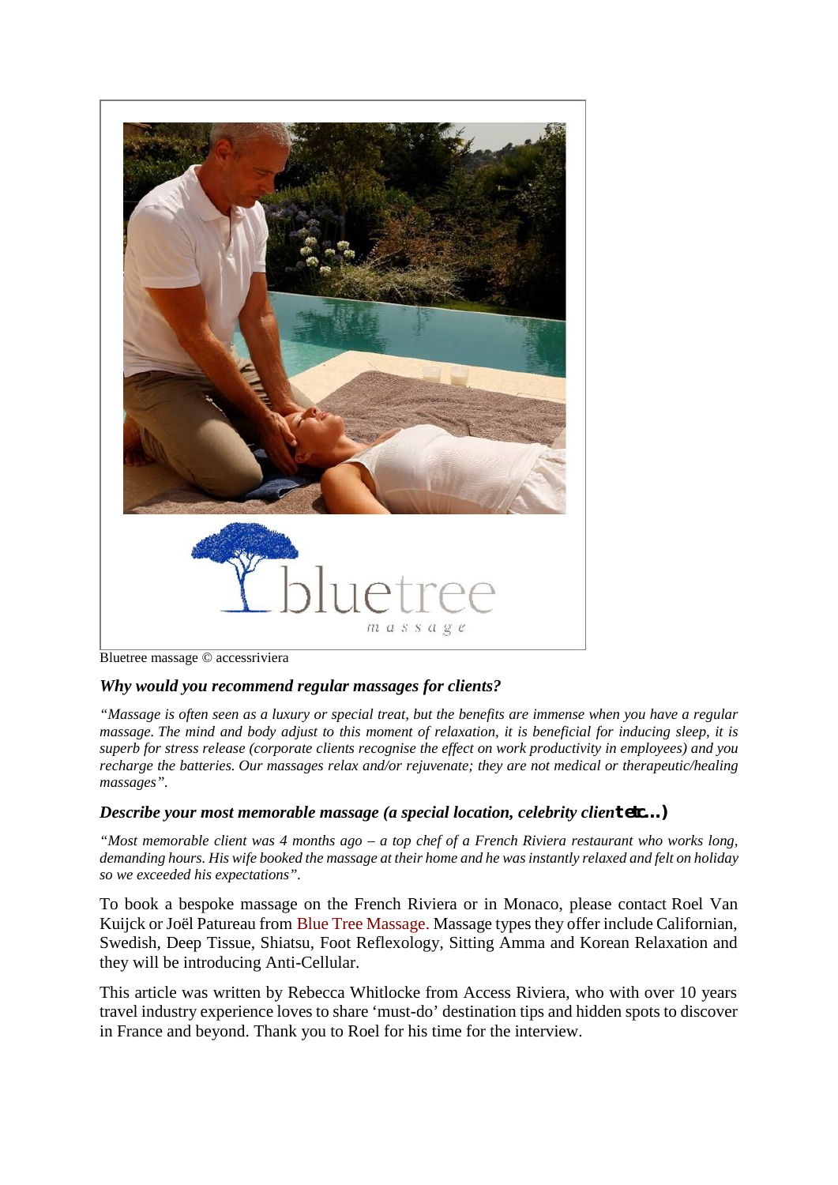Bluetree massage © accessriviera

***Why would you recommend regular massages for clients?***

*"Massage is often seen as a luxury or special treat, but the benefits are immense when you have a regular massage. The mind and body adjust to this moment of relaxation, it is beneficial for inducing sleep, it is superb for stress release (corporate clients recognise the effect on work productivity in employees) and you recharge the batteries. Our massages relax and/or rejuvenate; they are not medical or therapeutic/healing massages".*

***Describe your most memorable massage (a special location, celebrity client etc...)***

*"Most memorable client was 4 months ago – a top chef of a French Riviera restaurant who works long, demanding hours. His wife booked the massage at their home and he was instantly relaxed and felt on holiday so we exceeded his expectations".*

To book a bespoke massage on the French Riviera or in Monaco, please contact Roel Van Kuijck or Joël Patureau from Blue Tree Massage. Massage types they offer include Californian, Swedish, Deep Tissue, Shiatsu, Foot Reflexology, Sitting Amma and Korean Relaxation and they will be introducing Anti-Cellular.

This article was written by Rebecca Whitlocke from Access Riviera, who with over 10 years travel industry experience loves to share 'must-do' destination tips and hidden spots to discover in France and beyond. Thank you to Roel for his time for the interview.